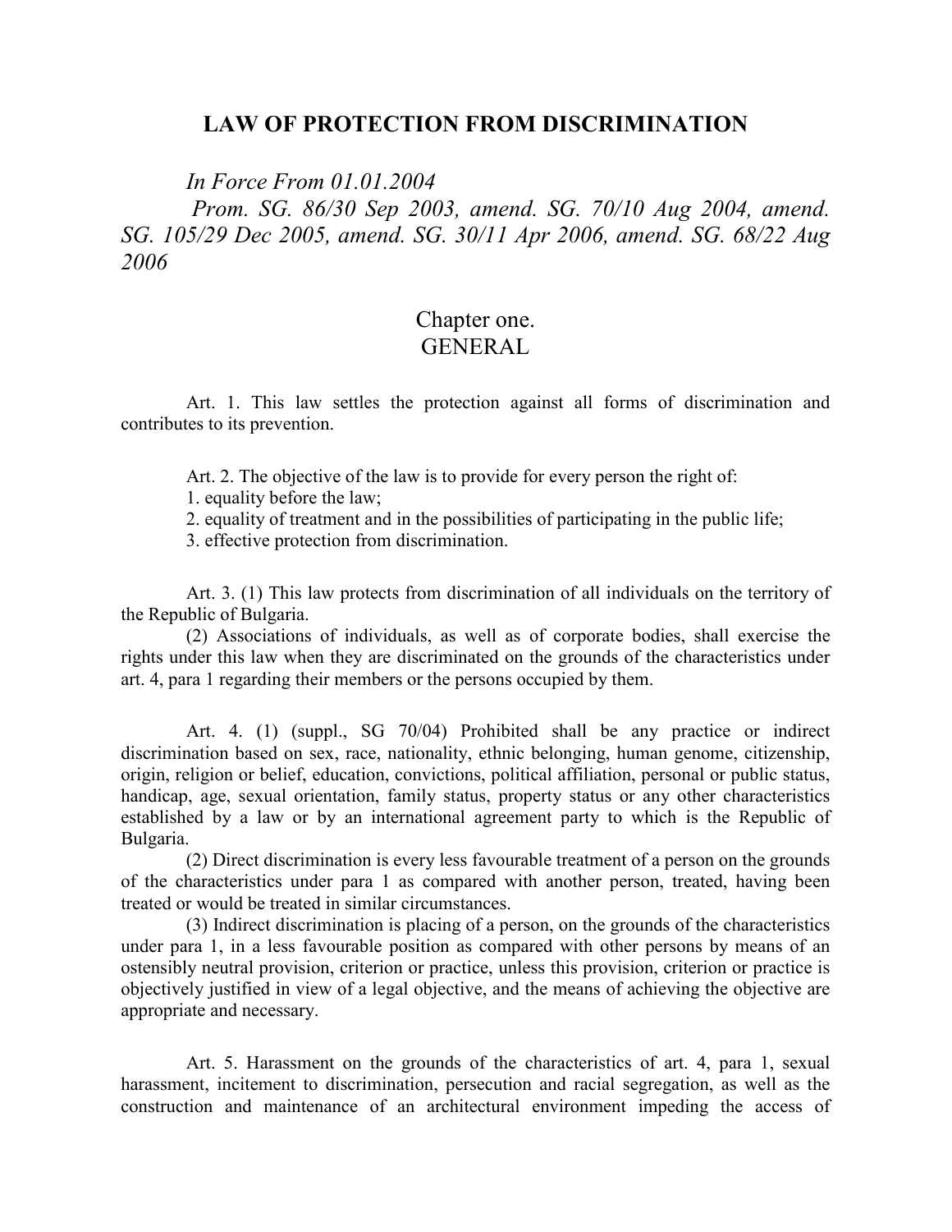# LAW OF PROTECTION FROM DISCRIMINATION

*In Force From 01.01.2004*

*Prom. SG. 86/30 Sep 2003, amend. SG. 70/10 Aug 2004, amend. SG. 105/29 Dec 2005, amend. SG. 30/11 Apr 2006, amend. SG. 68/22 Aug 2006*

## Chapter one.
## GENERAL

Art. 1. This law settles the protection against all forms of discrimination and contributes to its prevention.

Art. 2. The objective of the law is to provide for every person the right of:

1. equality before the law;
2. equality of treatment and in the possibilities of participating in the public life;
3. effective protection from discrimination.

Art. 3. (1) This law protects from discrimination of all individuals on the territory of the Republic of Bulgaria.

(2) Associations of individuals, as well as of corporate bodies, shall exercise the rights under this law when they are discriminated on the grounds of the characteristics under art. 4, para 1 regarding their members or the persons occupied by them.

Art. 4. (1) (suppl., SG 70/04) Prohibited shall be any practice or indirect discrimination based on sex, race, nationality, ethnic belonging, human genome, citizenship, origin, religion or belief, education, convictions, political affiliation, personal or public status, handicap, age, sexual orientation, family status, property status or any other characteristics established by a law or by an international agreement party to which is the Republic of Bulgaria.

(2) Direct discrimination is every less favourable treatment of a person on the grounds of the characteristics under para 1 as compared with another person, treated, having been treated or would be treated in similar circumstances.

(3) Indirect discrimination is placing of a person, on the grounds of the characteristics under para 1, in a less favourable position as compared with other persons by means of an ostensibly neutral provision, criterion or practice, unless this provision, criterion or practice is objectively justified in view of a legal objective, and the means of achieving the objective are appropriate and necessary.

Art. 5. Harassment on the grounds of the characteristics of art. 4, para 1, sexual harassment, incitement to discrimination, persecution and racial segregation, as well as the construction and maintenance of an architectural environment impeding the access of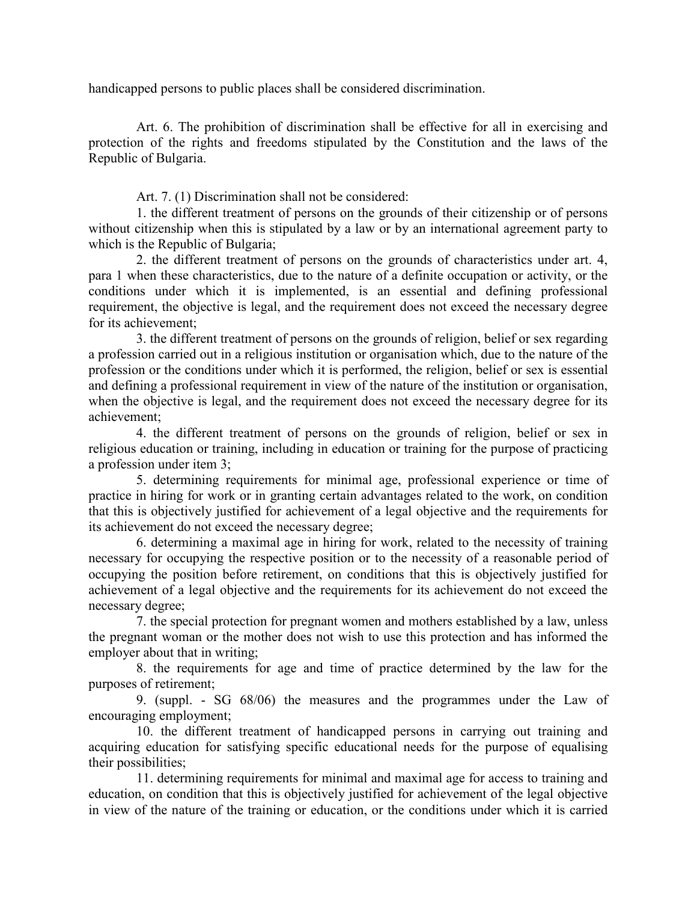handicapped persons to public places shall be considered discrimination.

Art. 6. The prohibition of discrimination shall be effective for all in exercising and protection of the rights and freedoms stipulated by the Constitution and the laws of the Republic of Bulgaria.

Art. 7. (1) Discrimination shall not be considered:

1. the different treatment of persons on the grounds of their citizenship or of persons without citizenship when this is stipulated by a law or by an international agreement party to which is the Republic of Bulgaria;

2. the different treatment of persons on the grounds of characteristics under art. 4, para 1 when these characteristics, due to the nature of a definite occupation or activity, or the conditions under which it is implemented, is an essential and defining professional requirement, the objective is legal, and the requirement does not exceed the necessary degree for its achievement;

3. the different treatment of persons on the grounds of religion, belief or sex regarding a profession carried out in a religious institution or organisation which, due to the nature of the profession or the conditions under which it is performed, the religion, belief or sex is essential and defining a professional requirement in view of the nature of the institution or organisation, when the objective is legal, and the requirement does not exceed the necessary degree for its achievement;

4. the different treatment of persons on the grounds of religion, belief or sex in religious education or training, including in education or training for the purpose of practicing a profession under item 3;

5. determining requirements for minimal age, professional experience or time of practice in hiring for work or in granting certain advantages related to the work, on condition that this is objectively justified for achievement of a legal objective and the requirements for its achievement do not exceed the necessary degree;

6. determining a maximal age in hiring for work, related to the necessity of training necessary for occupying the respective position or to the necessity of a reasonable period of occupying the position before retirement, on conditions that this is objectively justified for achievement of a legal objective and the requirements for its achievement do not exceed the necessary degree;

7. the special protection for pregnant women and mothers established by a law, unless the pregnant woman or the mother does not wish to use this protection and has informed the employer about that in writing;

8. the requirements for age and time of practice determined by the law for the purposes of retirement;

9. (suppl. - SG 68/06) the measures and the programmes under the Law of encouraging employment;

10. the different treatment of handicapped persons in carrying out training and acquiring education for satisfying specific educational needs for the purpose of equalising their possibilities;

11. determining requirements for minimal and maximal age for access to training and education, on condition that this is objectively justified for achievement of the legal objective in view of the nature of the training or education, or the conditions under which it is carried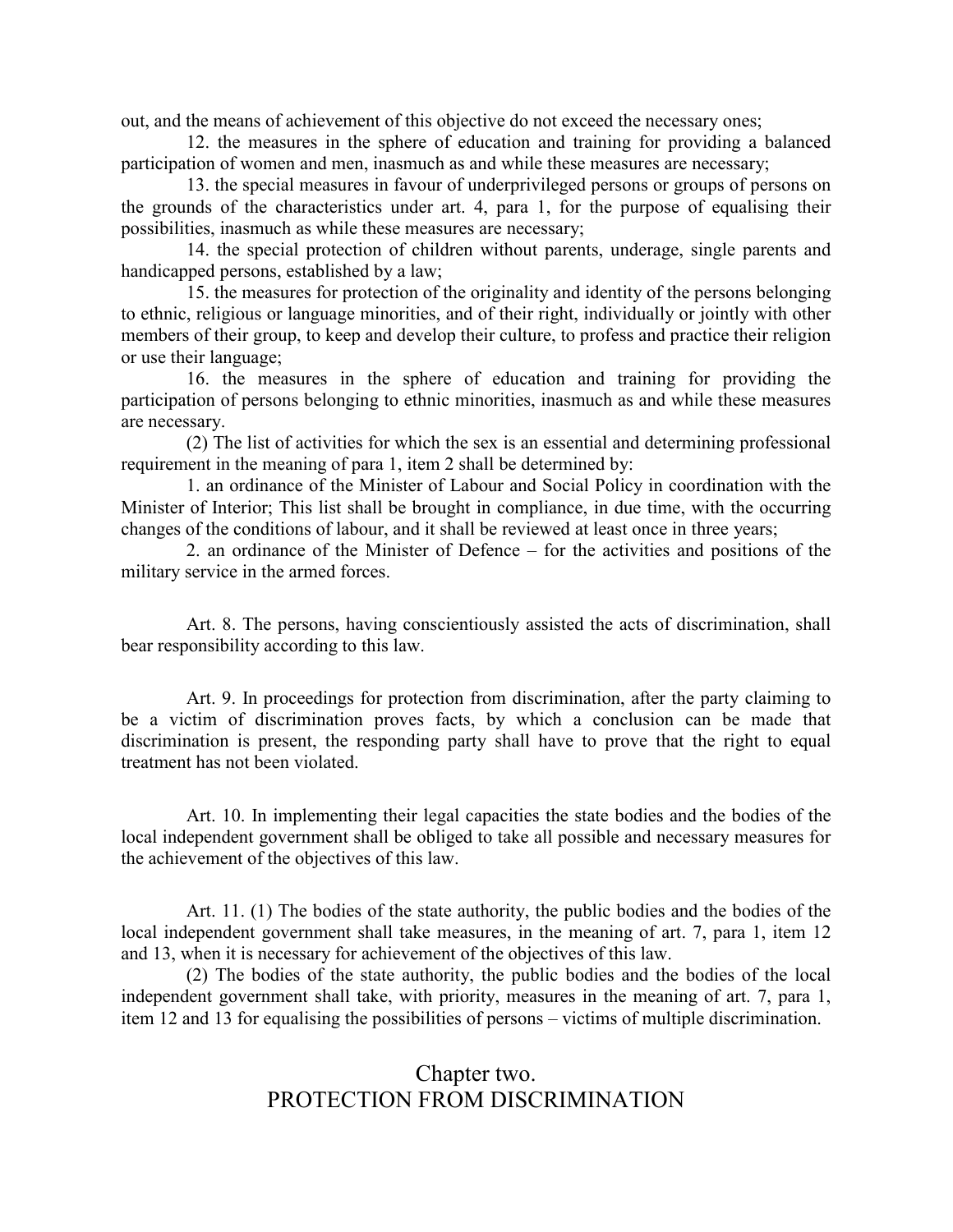out, and the means of achievement of this objective do not exceed the necessary ones;

12. the measures in the sphere of education and training for providing a balanced participation of women and men, inasmuch as and while these measures are necessary;

13. the special measures in favour of underprivileged persons or groups of persons on the grounds of the characteristics under art. 4, para 1, for the purpose of equalising their possibilities, inasmuch as while these measures are necessary;

14. the special protection of children without parents, underage, single parents and handicapped persons, established by a law;

15. the measures for protection of the originality and identity of the persons belonging to ethnic, religious or language minorities, and of their right, individually or jointly with other members of their group, to keep and develop their culture, to profess and practice their religion or use their language;

16. the measures in the sphere of education and training for providing the participation of persons belonging to ethnic minorities, inasmuch as and while these measures are necessary.

(2) The list of activities for which the sex is an essential and determining professional requirement in the meaning of para 1, item 2 shall be determined by:

1. an ordinance of the Minister of Labour and Social Policy in coordination with the Minister of Interior; This list shall be brought in compliance, in due time, with the occurring changes of the conditions of labour, and it shall be reviewed at least once in three years;

2. an ordinance of the Minister of Defence – for the activities and positions of the military service in the armed forces.

Art. 8. The persons, having conscientiously assisted the acts of discrimination, shall bear responsibility according to this law.

Art. 9. In proceedings for protection from discrimination, after the party claiming to be a victim of discrimination proves facts, by which a conclusion can be made that discrimination is present, the responding party shall have to prove that the right to equal treatment has not been violated.

Art. 10. In implementing their legal capacities the state bodies and the bodies of the local independent government shall be obliged to take all possible and necessary measures for the achievement of the objectives of this law.

Art. 11. (1) The bodies of the state authority, the public bodies and the bodies of the local independent government shall take measures, in the meaning of art. 7, para 1, item 12 and 13, when it is necessary for achievement of the objectives of this law.

(2) The bodies of the state authority, the public bodies and the bodies of the local independent government shall take, with priority, measures in the meaning of art. 7, para 1, item 12 and 13 for equalising the possibilities of persons – victims of multiple discrimination.

## Chapter two.
## PROTECTION FROM DISCRIMINATION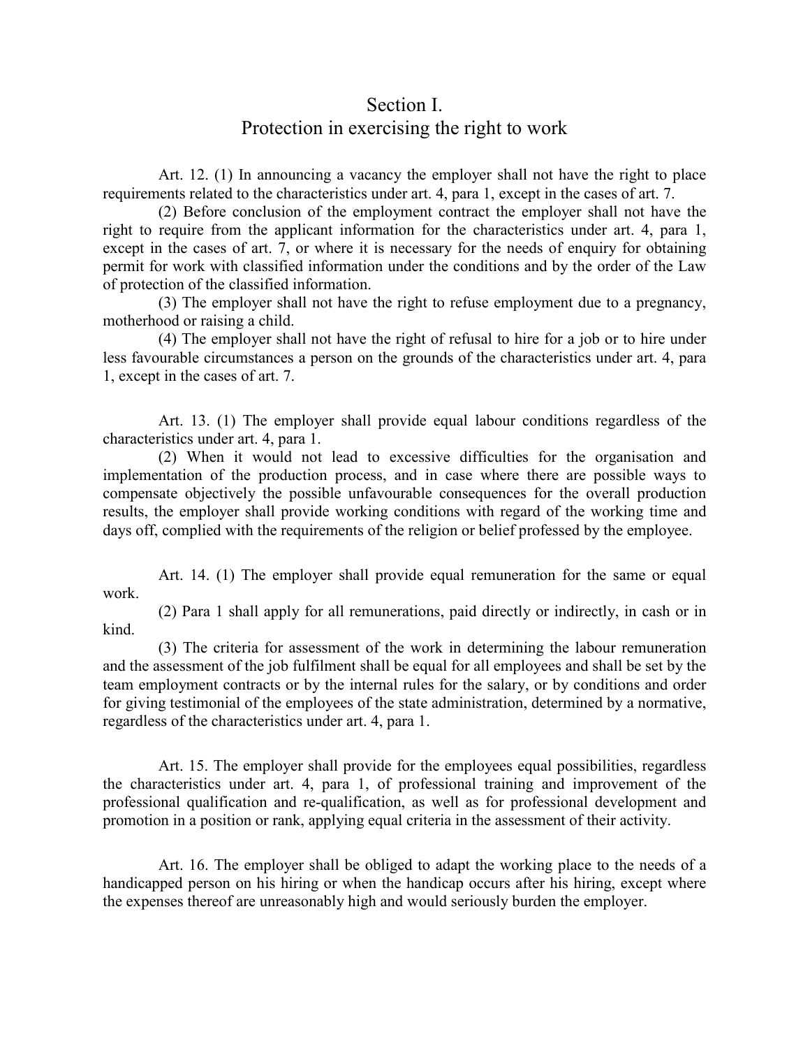## Section I.
## Protection in exercising the right to work

Art. 12. (1) In announcing a vacancy the employer shall not have the right to place requirements related to the characteristics under art. 4, para 1, except in the cases of art. 7.

(2) Before conclusion of the employment contract the employer shall not have the right to require from the applicant information for the characteristics under art. 4, para 1, except in the cases of art. 7, or where it is necessary for the needs of enquiry for obtaining permit for work with classified information under the conditions and by the order of the Law of protection of the classified information.

(3) The employer shall not have the right to refuse employment due to a pregnancy, motherhood or raising a child.

(4) The employer shall not have the right of refusal to hire for a job or to hire under less favourable circumstances a person on the grounds of the characteristics under art. 4, para 1, except in the cases of art. 7.

Art. 13. (1) The employer shall provide equal labour conditions regardless of the characteristics under art. 4, para 1.

(2) When it would not lead to excessive difficulties for the organisation and implementation of the production process, and in case where there are possible ways to compensate objectively the possible unfavourable consequences for the overall production results, the employer shall provide working conditions with regard of the working time and days off, complied with the requirements of the religion or belief professed by the employee.

Art. 14. (1) The employer shall provide equal remuneration for the same or equal work.

(2) Para 1 shall apply for all remunerations, paid directly or indirectly, in cash or in kind.

(3) The criteria for assessment of the work in determining the labour remuneration and the assessment of the job fulfilment shall be equal for all employees and shall be set by the team employment contracts or by the internal rules for the salary, or by conditions and order for giving testimonial of the employees of the state administration, determined by a normative, regardless of the characteristics under art. 4, para 1.

Art. 15. The employer shall provide for the employees equal possibilities, regardless the characteristics under art. 4, para 1, of professional training and improvement of the professional qualification and re-qualification, as well as for professional development and promotion in a position or rank, applying equal criteria in the assessment of their activity.

Art. 16. The employer shall be obliged to adapt the working place to the needs of a handicapped person on his hiring or when the handicap occurs after his hiring, except where the expenses thereof are unreasonably high and would seriously burden the employer.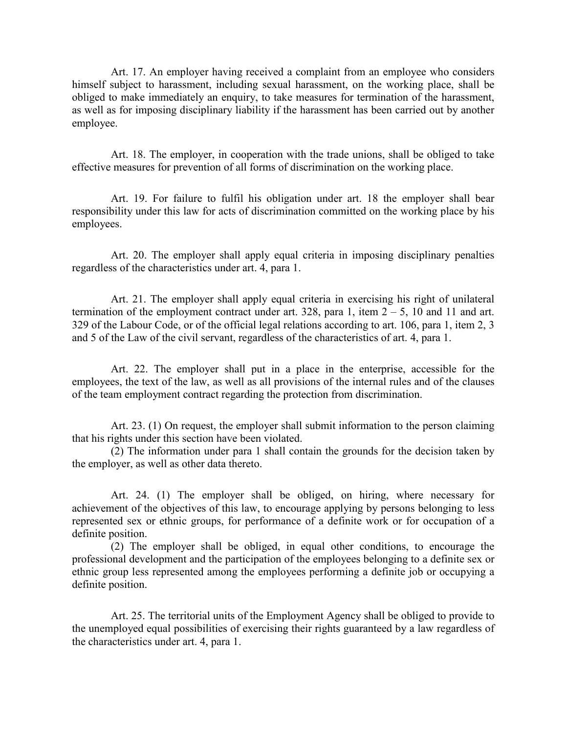Art. 17. An employer having received a complaint from an employee who considers himself subject to harassment, including sexual harassment, on the working place, shall be obliged to make immediately an enquiry, to take measures for termination of the harassment, as well as for imposing disciplinary liability if the harassment has been carried out by another employee.

Art. 18. The employer, in cooperation with the trade unions, shall be obliged to take effective measures for prevention of all forms of discrimination on the working place.

Art. 19. For failure to fulfil his obligation under art. 18 the employer shall bear responsibility under this law for acts of discrimination committed on the working place by his employees.

Art. 20. The employer shall apply equal criteria in imposing disciplinary penalties regardless of the characteristics under art. 4, para 1.

Art. 21. The employer shall apply equal criteria in exercising his right of unilateral termination of the employment contract under art. 328, para 1, item 2 – 5, 10 and 11 and art. 329 of the Labour Code, or of the official legal relations according to art. 106, para 1, item 2, 3 and 5 of the Law of the civil servant, regardless of the characteristics of art. 4, para 1.

Art. 22. The employer shall put in a place in the enterprise, accessible for the employees, the text of the law, as well as all provisions of the internal rules and of the clauses of the team employment contract regarding the protection from discrimination.

Art. 23. (1) On request, the employer shall submit information to the person claiming that his rights under this section have been violated.

(2) The information under para 1 shall contain the grounds for the decision taken by the employer, as well as other data thereto.

Art. 24. (1) The employer shall be obliged, on hiring, where necessary for achievement of the objectives of this law, to encourage applying by persons belonging to less represented sex or ethnic groups, for performance of a definite work or for occupation of a definite position.

(2) The employer shall be obliged, in equal other conditions, to encourage the professional development and the participation of the employees belonging to a definite sex or ethnic group less represented among the employees performing a definite job or occupying a definite position.

Art. 25. The territorial units of the Employment Agency shall be obliged to provide to the unemployed equal possibilities of exercising their rights guaranteed by a law regardless of the characteristics under art. 4, para 1.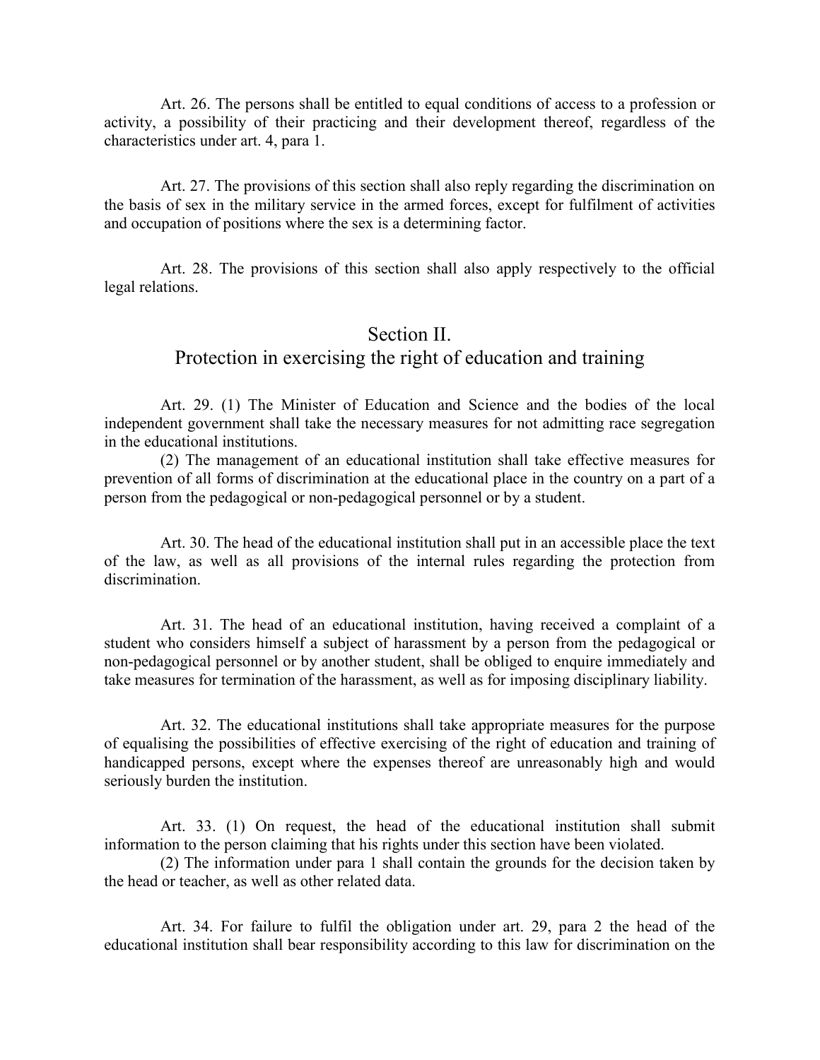Art. 26. The persons shall be entitled to equal conditions of access to a profession or activity, a possibility of their practicing and their development thereof, regardless of the characteristics under art. 4, para 1.

Art. 27. The provisions of this section shall also reply regarding the discrimination on the basis of sex in the military service in the armed forces, except for fulfilment of activities and occupation of positions where the sex is a determining factor.

Art. 28. The provisions of this section shall also apply respectively to the official legal relations.

## Section II.
## Protection in exercising the right of education and training

Art. 29. (1) The Minister of Education and Science and the bodies of the local independent government shall take the necessary measures for not admitting race segregation in the educational institutions.

(2) The management of an educational institution shall take effective measures for prevention of all forms of discrimination at the educational place in the country on a part of a person from the pedagogical or non-pedagogical personnel or by a student.

Art. 30. The head of the educational institution shall put in an accessible place the text of the law, as well as all provisions of the internal rules regarding the protection from discrimination.

Art. 31. The head of an educational institution, having received a complaint of a student who considers himself a subject of harassment by a person from the pedagogical or non-pedagogical personnel or by another student, shall be obliged to enquire immediately and take measures for termination of the harassment, as well as for imposing disciplinary liability.

Art. 32. The educational institutions shall take appropriate measures for the purpose of equalising the possibilities of effective exercising of the right of education and training of handicapped persons, except where the expenses thereof are unreasonably high and would seriously burden the institution.

Art. 33. (1) On request, the head of the educational institution shall submit information to the person claiming that his rights under this section have been violated.

(2) The information under para 1 shall contain the grounds for the decision taken by the head or teacher, as well as other related data.

Art. 34. For failure to fulfil the obligation under art. 29, para 2 the head of the educational institution shall bear responsibility according to this law for discrimination on the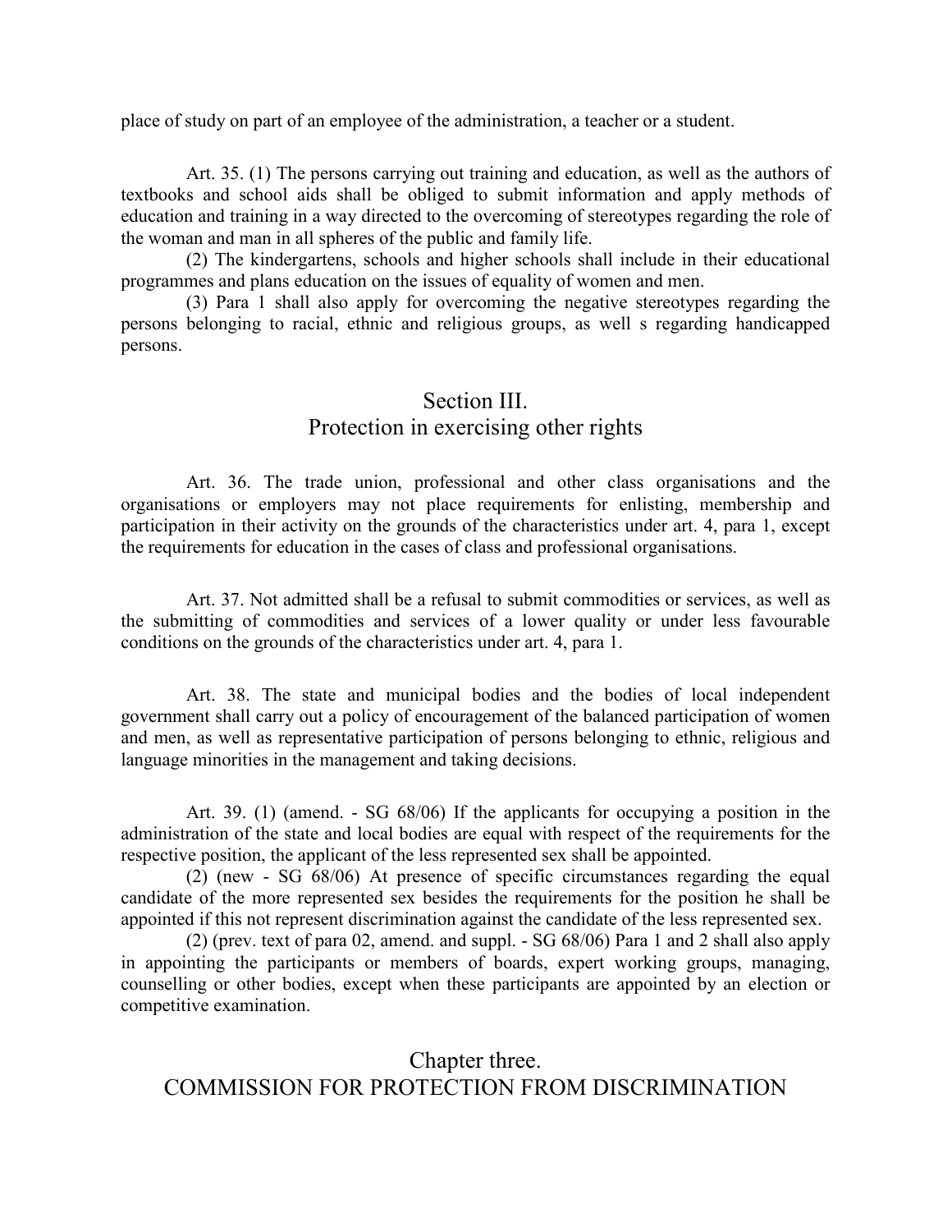place of study on part of an employee of the administration, a teacher or a student.

Art. 35. (1) The persons carrying out training and education, as well as the authors of textbooks and school aids shall be obliged to submit information and apply methods of education and training in a way directed to the overcoming of stereotypes regarding the role of the woman and man in all spheres of the public and family life.

(2) The kindergartens, schools and higher schools shall include in their educational programmes and plans education on the issues of equality of women and men.

(3) Para 1 shall also apply for overcoming the negative stereotypes regarding the persons belonging to racial, ethnic and religious groups, as well s regarding handicapped persons.

## Section III.
## Protection in exercising other rights

Art. 36. The trade union, professional and other class organisations and the organisations or employers may not place requirements for enlisting, membership and participation in their activity on the grounds of the characteristics under art. 4, para 1, except the requirements for education in the cases of class and professional organisations.

Art. 37. Not admitted shall be a refusal to submit commodities or services, as well as the submitting of commodities and services of a lower quality or under less favourable conditions on the grounds of the characteristics under art. 4, para 1.

Art. 38. The state and municipal bodies and the bodies of local independent government shall carry out a policy of encouragement of the balanced participation of women and men, as well as representative participation of persons belonging to ethnic, religious and language minorities in the management and taking decisions.

Art. 39. (1) (amend. - SG 68/06) If the applicants for occupying a position in the administration of the state and local bodies are equal with respect of the requirements for the respective position, the applicant of the less represented sex shall be appointed.

(2) (new - SG 68/06) At presence of specific circumstances regarding the equal candidate of the more represented sex besides the requirements for the position he shall be appointed if this not represent discrimination against the candidate of the less represented sex.

(2) (prev. text of para 02, amend. and suppl. - SG 68/06) Para 1 and 2 shall also apply in appointing the participants or members of boards, expert working groups, managing, counselling or other bodies, except when these participants are appointed by an election or competitive examination.

# Chapter three.
# COMMISSION FOR PROTECTION FROM DISCRIMINATION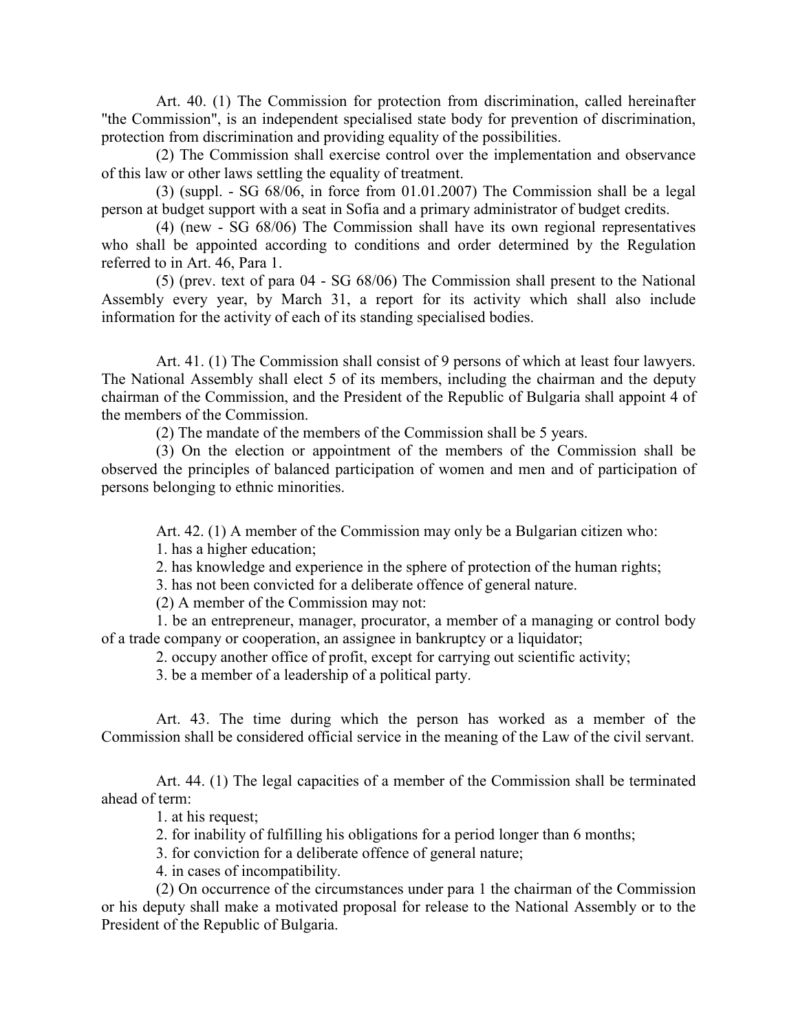Art. 40. (1) The Commission for protection from discrimination, called hereinafter "the Commission", is an independent specialised state body for prevention of discrimination, protection from discrimination and providing equality of the possibilities.

(2) The Commission shall exercise control over the implementation and observance of this law or other laws settling the equality of treatment.

(3) (suppl. - SG 68/06, in force from 01.01.2007) The Commission shall be a legal person at budget support with a seat in Sofia and a primary administrator of budget credits.

(4) (new - SG 68/06) The Commission shall have its own regional representatives who shall be appointed according to conditions and order determined by the Regulation referred to in Art. 46, Para 1.

(5) (prev. text of para 04 - SG 68/06) The Commission shall present to the National Assembly every year, by March 31, a report for its activity which shall also include information for the activity of each of its standing specialised bodies.

Art. 41. (1) The Commission shall consist of 9 persons of which at least four lawyers. The National Assembly shall elect 5 of its members, including the chairman and the deputy chairman of the Commission, and the President of the Republic of Bulgaria shall appoint 4 of the members of the Commission.

(2) The mandate of the members of the Commission shall be 5 years.

(3) On the election or appointment of the members of the Commission shall be observed the principles of balanced participation of women and men and of participation of persons belonging to ethnic minorities.

Art. 42. (1) A member of the Commission may only be a Bulgarian citizen who:

1. has a higher education;

2. has knowledge and experience in the sphere of protection of the human rights;

3. has not been convicted for a deliberate offence of general nature.

(2) A member of the Commission may not:

1. be an entrepreneur, manager, procurator, a member of a managing or control body of a trade company or cooperation, an assignee in bankruptcy or a liquidator;

2. occupy another office of profit, except for carrying out scientific activity;

3. be a member of a leadership of a political party.

Art. 43. The time during which the person has worked as a member of the Commission shall be considered official service in the meaning of the Law of the civil servant.

Art. 44. (1) The legal capacities of a member of the Commission shall be terminated ahead of term:

1. at his request;

2. for inability of fulfilling his obligations for a period longer than 6 months;

3. for conviction for a deliberate offence of general nature;

4. in cases of incompatibility.

(2) On occurrence of the circumstances under para 1 the chairman of the Commission or his deputy shall make a motivated proposal for release to the National Assembly or to the President of the Republic of Bulgaria.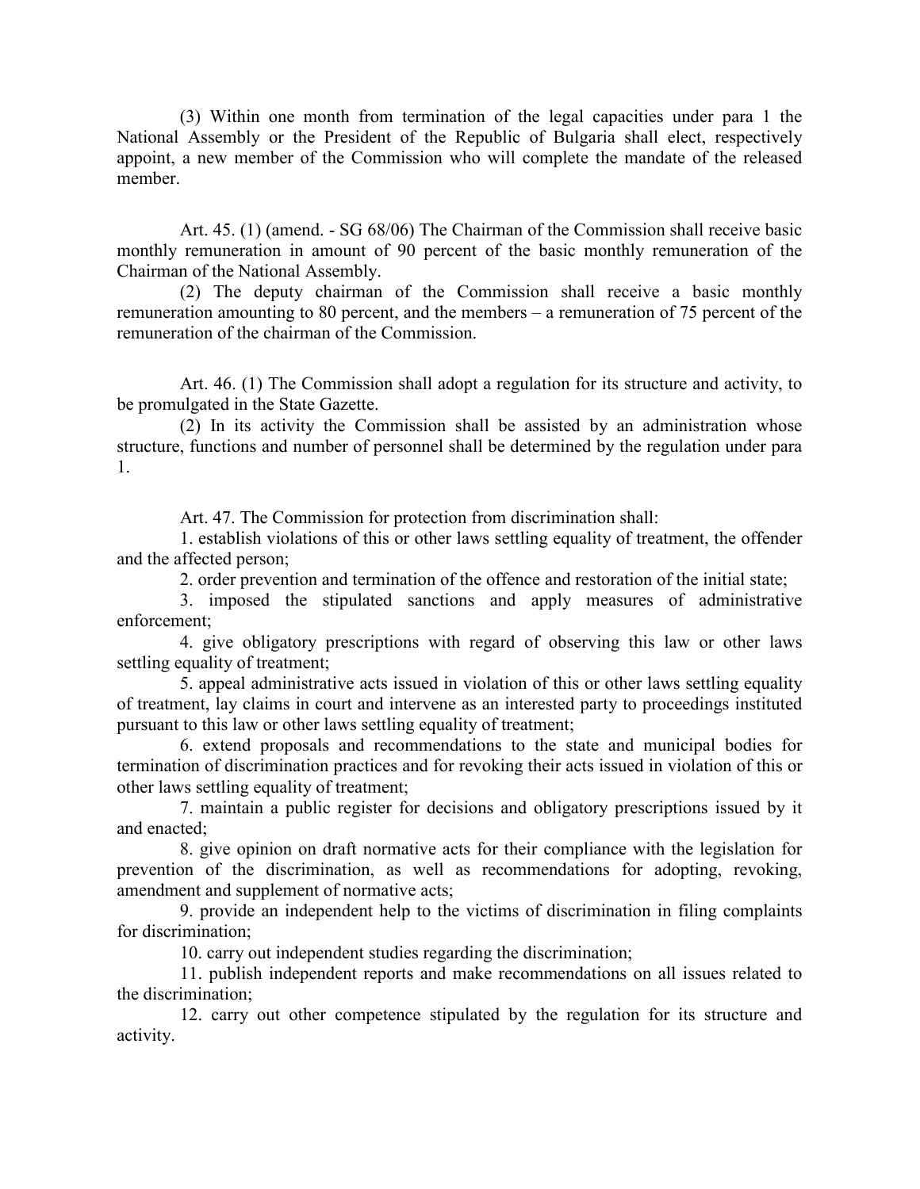(3) Within one month from termination of the legal capacities under para 1 the National Assembly or the President of the Republic of Bulgaria shall elect, respectively appoint, a new member of the Commission who will complete the mandate of the released member.

Art. 45. (1) (amend. - SG 68/06) The Chairman of the Commission shall receive basic monthly remuneration in amount of 90 percent of the basic monthly remuneration of the Chairman of the National Assembly.

(2) The deputy chairman of the Commission shall receive a basic monthly remuneration amounting to 80 percent, and the members – a remuneration of 75 percent of the remuneration of the chairman of the Commission.

Art. 46. (1) The Commission shall adopt a regulation for its structure and activity, to be promulgated in the State Gazette.

(2) In its activity the Commission shall be assisted by an administration whose structure, functions and number of personnel shall be determined by the regulation under para 1.

Art. 47. The Commission for protection from discrimination shall:

1. establish violations of this or other laws settling equality of treatment, the offender and the affected person;

2. order prevention and termination of the offence and restoration of the initial state;

3. imposed the stipulated sanctions and apply measures of administrative enforcement;

4. give obligatory prescriptions with regard of observing this law or other laws settling equality of treatment;

5. appeal administrative acts issued in violation of this or other laws settling equality of treatment, lay claims in court and intervene as an interested party to proceedings instituted pursuant to this law or other laws settling equality of treatment;

6. extend proposals and recommendations to the state and municipal bodies for termination of discrimination practices and for revoking their acts issued in violation of this or other laws settling equality of treatment;

7. maintain a public register for decisions and obligatory prescriptions issued by it and enacted;

8. give opinion on draft normative acts for their compliance with the legislation for prevention of the discrimination, as well as recommendations for adopting, revoking, amendment and supplement of normative acts;

9. provide an independent help to the victims of discrimination in filing complaints for discrimination;

10. carry out independent studies regarding the discrimination;

11. publish independent reports and make recommendations on all issues related to the discrimination;

12. carry out other competence stipulated by the regulation for its structure and activity.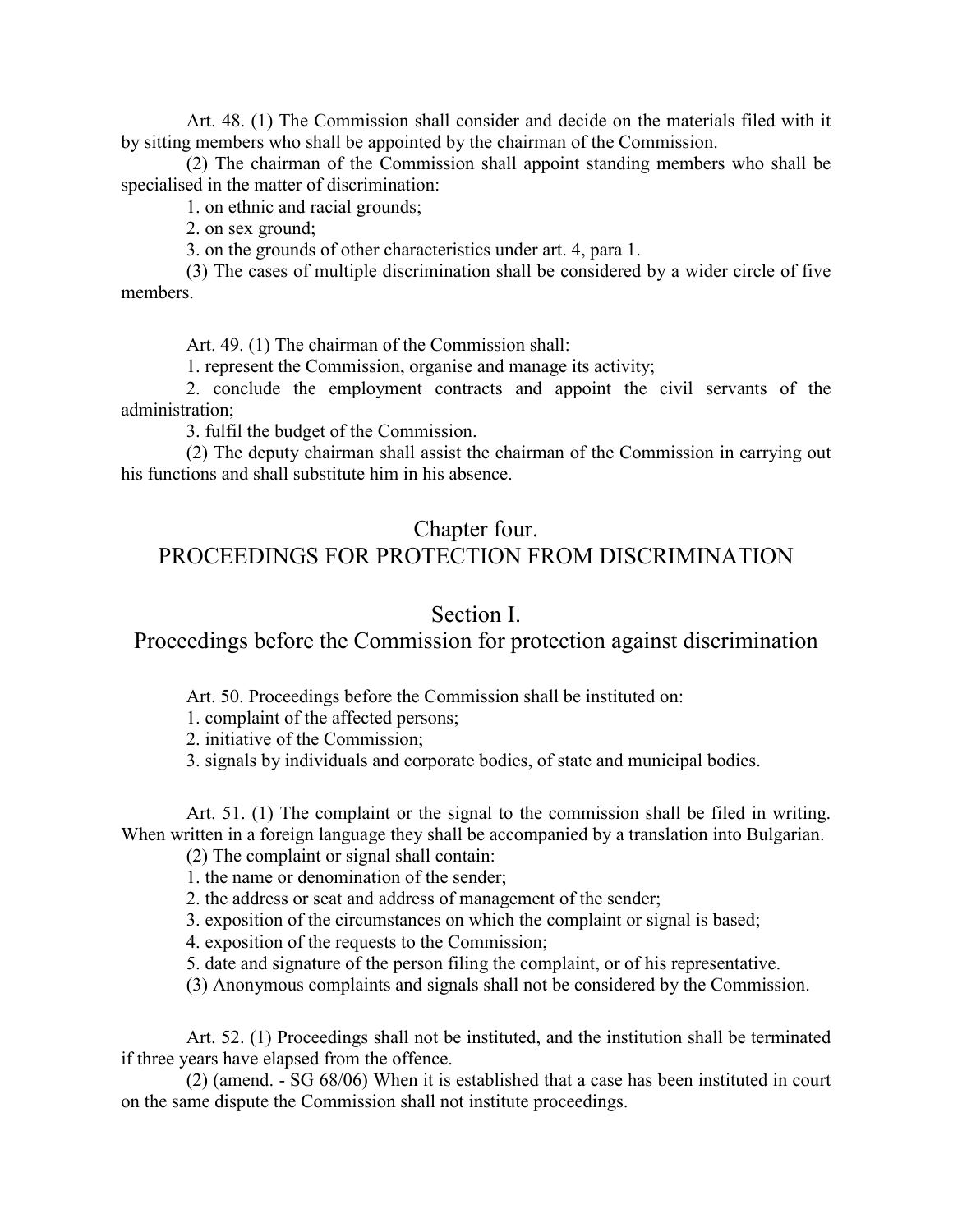Art. 48. (1) The Commission shall consider and decide on the materials filed with it by sitting members who shall be appointed by the chairman of the Commission.

(2) The chairman of the Commission shall appoint standing members who shall be specialised in the matter of discrimination:

1. on ethnic and racial grounds;

2. on sex ground;

3. on the grounds of other characteristics under art. 4, para 1.

(3) The cases of multiple discrimination shall be considered by a wider circle of five members.

Art. 49. (1) The chairman of the Commission shall:

1. represent the Commission, organise and manage its activity;

2. conclude the employment contracts and appoint the civil servants of the administration;

3. fulfil the budget of the Commission.

(2) The deputy chairman shall assist the chairman of the Commission in carrying out his functions and shall substitute him in his absence.

## Chapter four.
## PROCEEDINGS FOR PROTECTION FROM DISCRIMINATION

### Section I.
### Proceedings before the Commission for protection against discrimination

Art. 50. Proceedings before the Commission shall be instituted on:

1. complaint of the affected persons;

2. initiative of the Commission;

3. signals by individuals and corporate bodies, of state and municipal bodies.

Art. 51. (1) The complaint or the signal to the commission shall be filed in writing. When written in a foreign language they shall be accompanied by a translation into Bulgarian.

(2) The complaint or signal shall contain:

1. the name or denomination of the sender;

2. the address or seat and address of management of the sender;

3. exposition of the circumstances on which the complaint or signal is based;

4. exposition of the requests to the Commission;

5. date and signature of the person filing the complaint, or of his representative.

(3) Anonymous complaints and signals shall not be considered by the Commission.

Art. 52. (1) Proceedings shall not be instituted, and the institution shall be terminated if three years have elapsed from the offence.

(2) (amend. - SG 68/06) When it is established that a case has been instituted in court on the same dispute the Commission shall not institute proceedings.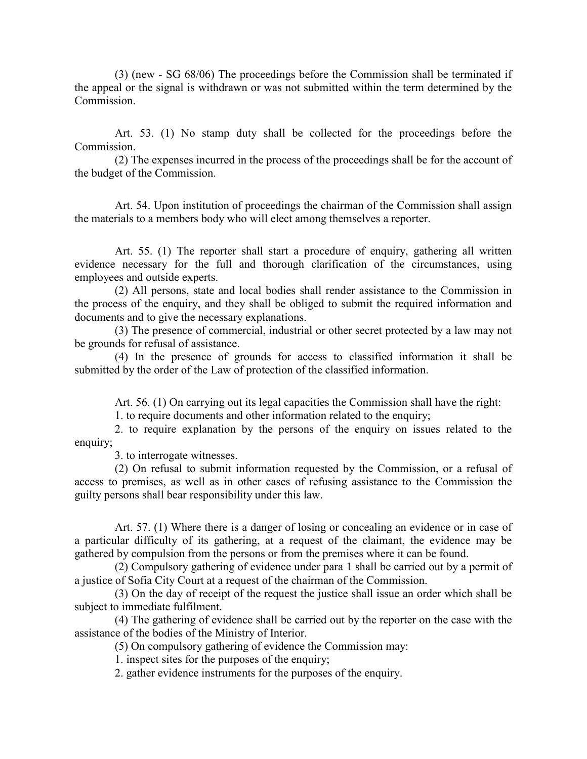(3) (new - SG 68/06) The proceedings before the Commission shall be terminated if the appeal or the signal is withdrawn or was not submitted within the term determined by the Commission.

Art. 53. (1) No stamp duty shall be collected for the proceedings before the Commission.

(2) The expenses incurred in the process of the proceedings shall be for the account of the budget of the Commission.

Art. 54. Upon institution of proceedings the chairman of the Commission shall assign the materials to a members body who will elect among themselves a reporter.

Art. 55. (1) The reporter shall start a procedure of enquiry, gathering all written evidence necessary for the full and thorough clarification of the circumstances, using employees and outside experts.

(2) All persons, state and local bodies shall render assistance to the Commission in the process of the enquiry, and they shall be obliged to submit the required information and documents and to give the necessary explanations.

(3) The presence of commercial, industrial or other secret protected by a law may not be grounds for refusal of assistance.

(4) In the presence of grounds for access to classified information it shall be submitted by the order of the Law of protection of the classified information.

Art. 56. (1) On carrying out its legal capacities the Commission shall have the right:

1. to require documents and other information related to the enquiry;

2. to require explanation by the persons of the enquiry on issues related to the enquiry;

3. to interrogate witnesses.

(2) On refusal to submit information requested by the Commission, or a refusal of access to premises, as well as in other cases of refusing assistance to the Commission the guilty persons shall bear responsibility under this law.

Art. 57. (1) Where there is a danger of losing or concealing an evidence or in case of a particular difficulty of its gathering, at a request of the claimant, the evidence may be gathered by compulsion from the persons or from the premises where it can be found.

(2) Compulsory gathering of evidence under para 1 shall be carried out by a permit of a justice of Sofia City Court at a request of the chairman of the Commission.

(3) On the day of receipt of the request the justice shall issue an order which shall be subject to immediate fulfilment.

(4) The gathering of evidence shall be carried out by the reporter on the case with the assistance of the bodies of the Ministry of Interior.

(5) On compulsory gathering of evidence the Commission may:

1. inspect sites for the purposes of the enquiry;

2. gather evidence instruments for the purposes of the enquiry.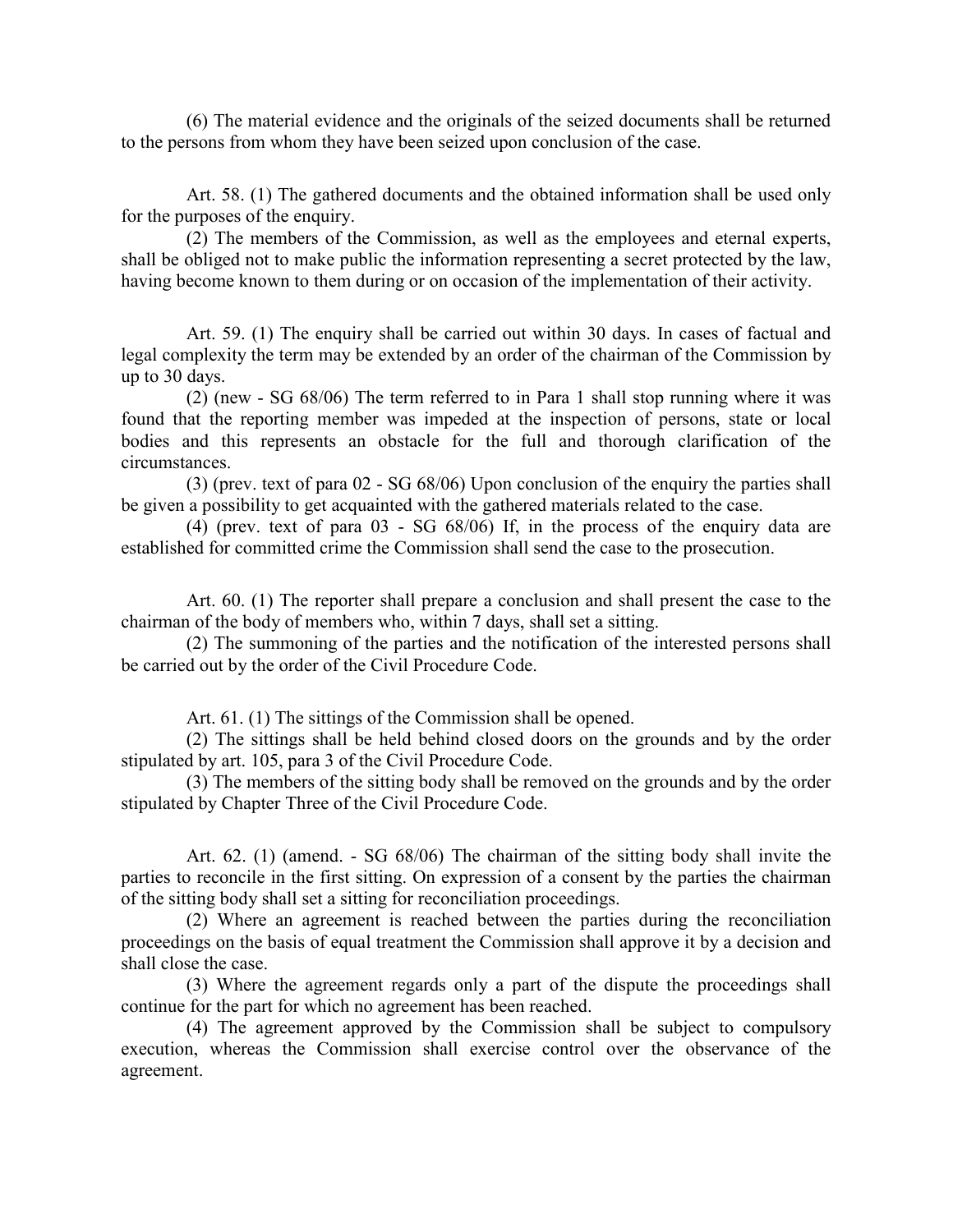(6) The material evidence and the originals of the seized documents shall be returned to the persons from whom they have been seized upon conclusion of the case.

Art. 58. (1) The gathered documents and the obtained information shall be used only for the purposes of the enquiry.

(2) The members of the Commission, as well as the employees and eternal experts, shall be obliged not to make public the information representing a secret protected by the law, having become known to them during or on occasion of the implementation of their activity.

Art. 59. (1) The enquiry shall be carried out within 30 days. In cases of factual and legal complexity the term may be extended by an order of the chairman of the Commission by up to 30 days.

(2) (new - SG 68/06) The term referred to in Para 1 shall stop running where it was found that the reporting member was impeded at the inspection of persons, state or local bodies and this represents an obstacle for the full and thorough clarification of the circumstances.

(3) (prev. text of para 02 - SG 68/06) Upon conclusion of the enquiry the parties shall be given a possibility to get acquainted with the gathered materials related to the case.

(4) (prev. text of para 03 - SG 68/06) If, in the process of the enquiry data are established for committed crime the Commission shall send the case to the prosecution.

Art. 60. (1) The reporter shall prepare a conclusion and shall present the case to the chairman of the body of members who, within 7 days, shall set a sitting.

(2) The summoning of the parties and the notification of the interested persons shall be carried out by the order of the Civil Procedure Code.

Art. 61. (1) The sittings of the Commission shall be opened.

(2) The sittings shall be held behind closed doors on the grounds and by the order stipulated by art. 105, para 3 of the Civil Procedure Code.

(3) The members of the sitting body shall be removed on the grounds and by the order stipulated by Chapter Three of the Civil Procedure Code.

Art. 62. (1) (amend. - SG 68/06) The chairman of the sitting body shall invite the parties to reconcile in the first sitting. On expression of a consent by the parties the chairman of the sitting body shall set a sitting for reconciliation proceedings.

(2) Where an agreement is reached between the parties during the reconciliation proceedings on the basis of equal treatment the Commission shall approve it by a decision and shall close the case.

(3) Where the agreement regards only a part of the dispute the proceedings shall continue for the part for which no agreement has been reached.

(4) The agreement approved by the Commission shall be subject to compulsory execution, whereas the Commission shall exercise control over the observance of the agreement.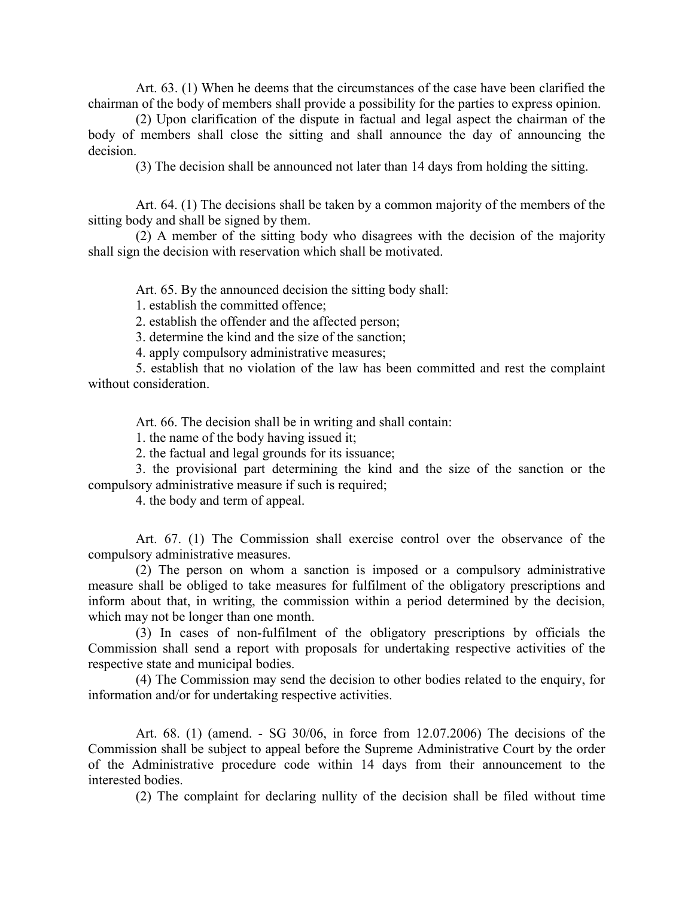Art. 63. (1) When he deems that the circumstances of the case have been clarified the chairman of the body of members shall provide a possibility for the parties to express opinion.

(2) Upon clarification of the dispute in factual and legal aspect the chairman of the body of members shall close the sitting and shall announce the day of announcing the decision.

(3) The decision shall be announced not later than 14 days from holding the sitting.

Art. 64. (1) The decisions shall be taken by a common majority of the members of the sitting body and shall be signed by them.

(2) A member of the sitting body who disagrees with the decision of the majority shall sign the decision with reservation which shall be motivated.

Art. 65. By the announced decision the sitting body shall:

1. establish the committed offence;
2. establish the offender and the affected person;
3. determine the kind and the size of the sanction;
4. apply compulsory administrative measures;
5. establish that no violation of the law has been committed and rest the complaint without consideration.

Art. 66. The decision shall be in writing and shall contain:

1. the name of the body having issued it;
2. the factual and legal grounds for its issuance;
3. the provisional part determining the kind and the size of the sanction or the compulsory administrative measure if such is required;
4. the body and term of appeal.

Art. 67. (1) The Commission shall exercise control over the observance of the compulsory administrative measures.

(2) The person on whom a sanction is imposed or a compulsory administrative measure shall be obliged to take measures for fulfilment of the obligatory prescriptions and inform about that, in writing, the commission within a period determined by the decision, which may not be longer than one month.

(3) In cases of non-fulfilment of the obligatory prescriptions by officials the Commission shall send a report with proposals for undertaking respective activities of the respective state and municipal bodies.

(4) The Commission may send the decision to other bodies related to the enquiry, for information and/or for undertaking respective activities.

Art. 68. (1) (amend. - SG 30/06, in force from 12.07.2006) The decisions of the Commission shall be subject to appeal before the Supreme Administrative Court by the order of the Administrative procedure code within 14 days from their announcement to the interested bodies.

(2) The complaint for declaring nullity of the decision shall be filed without time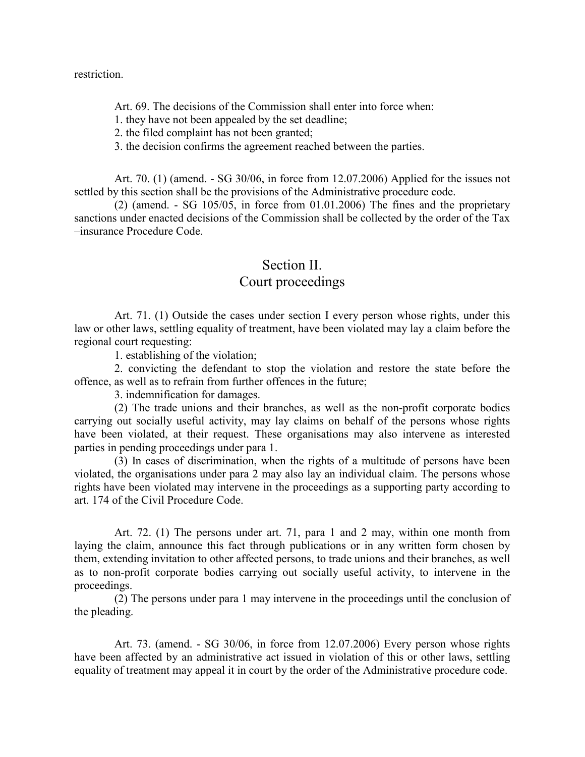restriction.

Art. 69. The decisions of the Commission shall enter into force when:

1. they have not been appealed by the set deadline;
2. the filed complaint has not been granted;
3. the decision confirms the agreement reached between the parties.

Art. 70. (1) (amend. - SG 30/06, in force from 12.07.2006) Applied for the issues not settled by this section shall be the provisions of the Administrative procedure code.

(2) (amend. - SG 105/05, in force from 01.01.2006) The fines and the proprietary sanctions under enacted decisions of the Commission shall be collected by the order of the Tax –insurance Procedure Code.

## Section II.
## Court proceedings

Art. 71. (1) Outside the cases under section I every person whose rights, under this law or other laws, settling equality of treatment, have been violated may lay a claim before the regional court requesting:

1. establishing of the violation;
2. convicting the defendant to stop the violation and restore the state before the offence, as well as to refrain from further offences in the future;
3. indemnification for damages.

(2) The trade unions and their branches, as well as the non-profit corporate bodies carrying out socially useful activity, may lay claims on behalf of the persons whose rights have been violated, at their request. These organisations may also intervene as interested parties in pending proceedings under para 1.

(3) In cases of discrimination, when the rights of a multitude of persons have been violated, the organisations under para 2 may also lay an individual claim. The persons whose rights have been violated may intervene in the proceedings as a supporting party according to art. 174 of the Civil Procedure Code.

Art. 72. (1) The persons under art. 71, para 1 and 2 may, within one month from laying the claim, announce this fact through publications or in any written form chosen by them, extending invitation to other affected persons, to trade unions and their branches, as well as to non-profit corporate bodies carrying out socially useful activity, to intervene in the proceedings.

(2) The persons under para 1 may intervene in the proceedings until the conclusion of the pleading.

Art. 73. (amend. - SG 30/06, in force from 12.07.2006) Every person whose rights have been affected by an administrative act issued in violation of this or other laws, settling equality of treatment may appeal it in court by the order of the Administrative procedure code.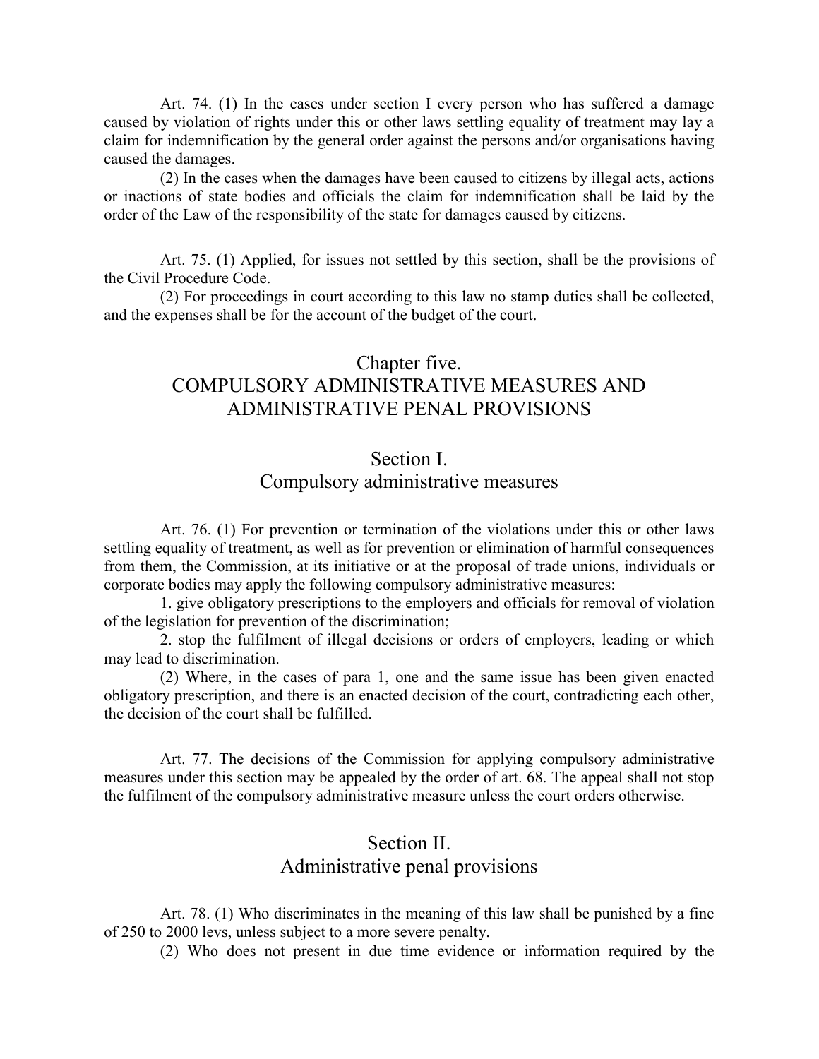Art. 74. (1) In the cases under section I every person who has suffered a damage caused by violation of rights under this or other laws settling equality of treatment may lay a claim for indemnification by the general order against the persons and/or organisations having caused the damages.

(2) In the cases when the damages have been caused to citizens by illegal acts, actions or inactions of state bodies and officials the claim for indemnification shall be laid by the order of the Law of the responsibility of the state for damages caused by citizens.

Art. 75. (1) Applied, for issues not settled by this section, shall be the provisions of the Civil Procedure Code.

(2) For proceedings in court according to this law no stamp duties shall be collected, and the expenses shall be for the account of the budget of the court.

## Chapter five.
## COMPULSORY ADMINISTRATIVE MEASURES AND ADMINISTRATIVE PENAL PROVISIONS

### Section I.
### Compulsory administrative measures

Art. 76. (1) For prevention or termination of the violations under this or other laws settling equality of treatment, as well as for prevention or elimination of harmful consequences from them, the Commission, at its initiative or at the proposal of trade unions, individuals or corporate bodies may apply the following compulsory administrative measures:

1. give obligatory prescriptions to the employers and officials for removal of violation of the legislation for prevention of the discrimination;

2. stop the fulfilment of illegal decisions or orders of employers, leading or which may lead to discrimination.

(2) Where, in the cases of para 1, one and the same issue has been given enacted obligatory prescription, and there is an enacted decision of the court, contradicting each other, the decision of the court shall be fulfilled.

Art. 77. The decisions of the Commission for applying compulsory administrative measures under this section may be appealed by the order of art. 68. The appeal shall not stop the fulfilment of the compulsory administrative measure unless the court orders otherwise.

### Section II.
### Administrative penal provisions

Art. 78. (1) Who discriminates in the meaning of this law shall be punished by a fine of 250 to 2000 levs, unless subject to a more severe penalty.

(2) Who does not present in due time evidence or information required by the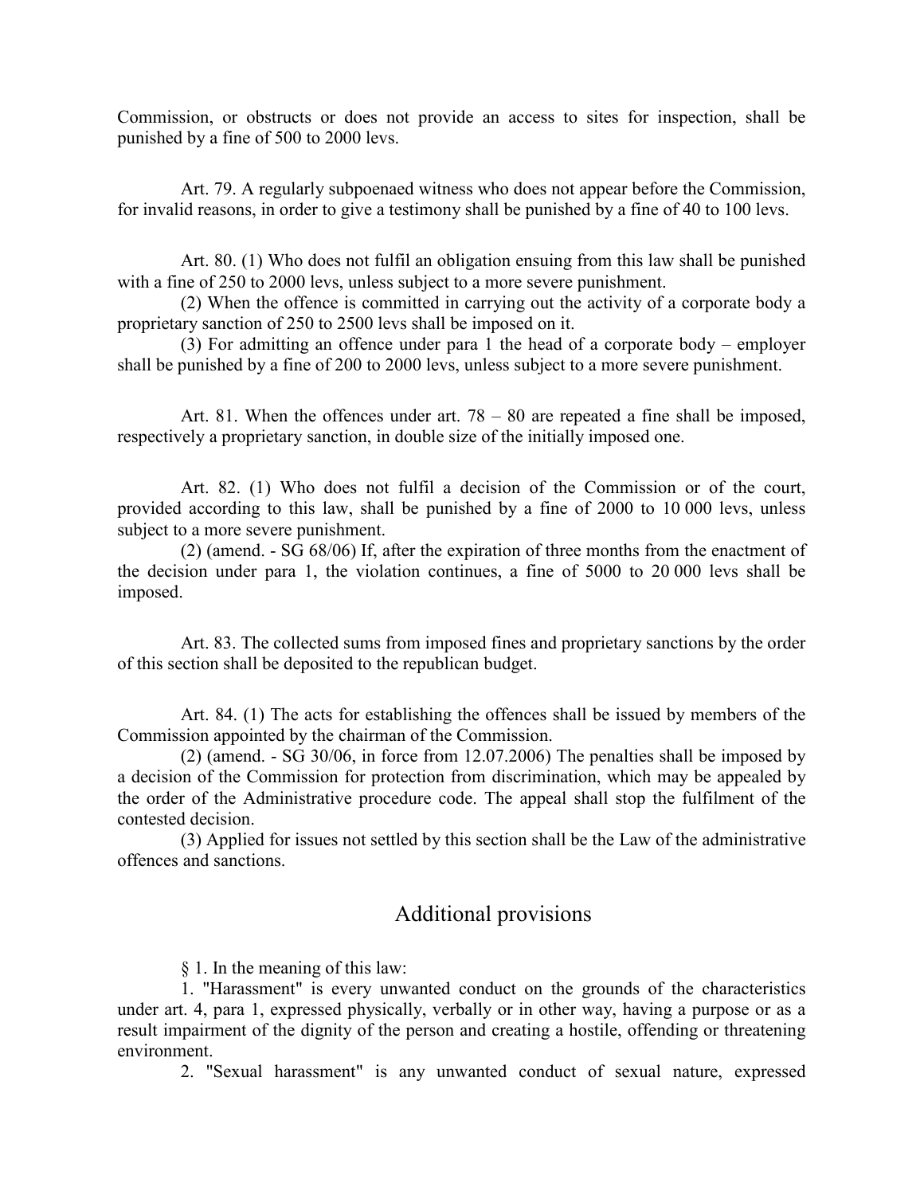Commission, or obstructs or does not provide an access to sites for inspection, shall be punished by a fine of 500 to 2000 levs.

Art. 79. A regularly subpoenaed witness who does not appear before the Commission, for invalid reasons, in order to give a testimony shall be punished by a fine of 40 to 100 levs.

Art. 80. (1) Who does not fulfil an obligation ensuing from this law shall be punished with a fine of 250 to 2000 levs, unless subject to a more severe punishment.

(2) When the offence is committed in carrying out the activity of a corporate body a proprietary sanction of 250 to 2500 levs shall be imposed on it.

(3) For admitting an offence under para 1 the head of a corporate body – employer shall be punished by a fine of 200 to 2000 levs, unless subject to a more severe punishment.

Art. 81. When the offences under art. 78 – 80 are repeated a fine shall be imposed, respectively a proprietary sanction, in double size of the initially imposed one.

Art. 82. (1) Who does not fulfil a decision of the Commission or of the court, provided according to this law, shall be punished by a fine of 2000 to 10 000 levs, unless subject to a more severe punishment.

(2) (amend. - SG 68/06) If, after the expiration of three months from the enactment of the decision under para 1, the violation continues, a fine of 5000 to 20 000 levs shall be imposed.

Art. 83. The collected sums from imposed fines and proprietary sanctions by the order of this section shall be deposited to the republican budget.

Art. 84. (1) The acts for establishing the offences shall be issued by members of the Commission appointed by the chairman of the Commission.

(2) (amend. - SG 30/06, in force from 12.07.2006) The penalties shall be imposed by a decision of the Commission for protection from discrimination, which may be appealed by the order of the Administrative procedure code. The appeal shall stop the fulfilment of the contested decision.

(3) Applied for issues not settled by this section shall be the Law of the administrative offences and sanctions.

## Additional provisions

§ 1. In the meaning of this law:

1. "Harassment" is every unwanted conduct on the grounds of the characteristics under art. 4, para 1, expressed physically, verbally or in other way, having a purpose or as a result impairment of the dignity of the person and creating a hostile, offending or threatening environment.

2. "Sexual harassment" is any unwanted conduct of sexual nature, expressed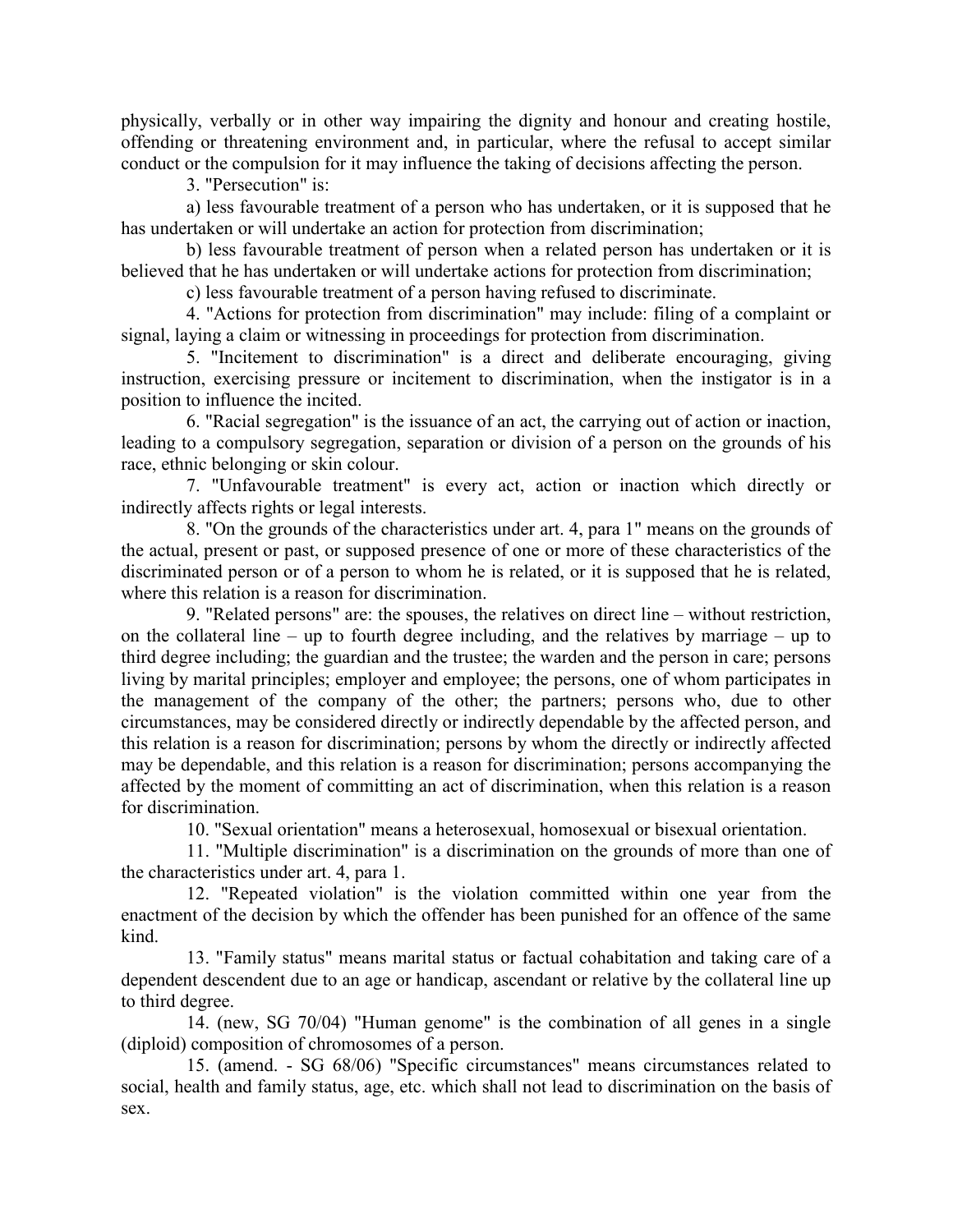physically, verbally or in other way impairing the dignity and honour and creating hostile, offending or threatening environment and, in particular, where the refusal to accept similar conduct or the compulsion for it may influence the taking of decisions affecting the person.

3. "Persecution" is:

a) less favourable treatment of a person who has undertaken, or it is supposed that he has undertaken or will undertake an action for protection from discrimination;

b) less favourable treatment of person when a related person has undertaken or it is believed that he has undertaken or will undertake actions for protection from discrimination;

c) less favourable treatment of a person having refused to discriminate.

4. "Actions for protection from discrimination" may include: filing of a complaint or signal, laying a claim or witnessing in proceedings for protection from discrimination.

5. "Incitement to discrimination" is a direct and deliberate encouraging, giving instruction, exercising pressure or incitement to discrimination, when the instigator is in a position to influence the incited.

6. "Racial segregation" is the issuance of an act, the carrying out of action or inaction, leading to a compulsory segregation, separation or division of a person on the grounds of his race, ethnic belonging or skin colour.

7. "Unfavourable treatment" is every act, action or inaction which directly or indirectly affects rights or legal interests.

8. "On the grounds of the characteristics under art. 4, para 1" means on the grounds of the actual, present or past, or supposed presence of one or more of these characteristics of the discriminated person or of a person to whom he is related, or it is supposed that he is related, where this relation is a reason for discrimination.

9. "Related persons" are: the spouses, the relatives on direct line – without restriction, on the collateral line – up to fourth degree including, and the relatives by marriage – up to third degree including; the guardian and the trustee; the warden and the person in care; persons living by marital principles; employer and employee; the persons, one of whom participates in the management of the company of the other; the partners; persons who, due to other circumstances, may be considered directly or indirectly dependable by the affected person, and this relation is a reason for discrimination; persons by whom the directly or indirectly affected may be dependable, and this relation is a reason for discrimination; persons accompanying the affected by the moment of committing an act of discrimination, when this relation is a reason for discrimination.

10. "Sexual orientation" means a heterosexual, homosexual or bisexual orientation.

11. "Multiple discrimination" is a discrimination on the grounds of more than one of the characteristics under art. 4, para 1.

12. "Repeated violation" is the violation committed within one year from the enactment of the decision by which the offender has been punished for an offence of the same kind.

13. "Family status" means marital status or factual cohabitation and taking care of a dependent descendent due to an age or handicap, ascendant or relative by the collateral line up to third degree.

14. (new, SG 70/04) "Human genome" is the combination of all genes in a single (diploid) composition of chromosomes of a person.

15. (amend. - SG 68/06) "Specific circumstances" means circumstances related to social, health and family status, age, etc. which shall not lead to discrimination on the basis of sex.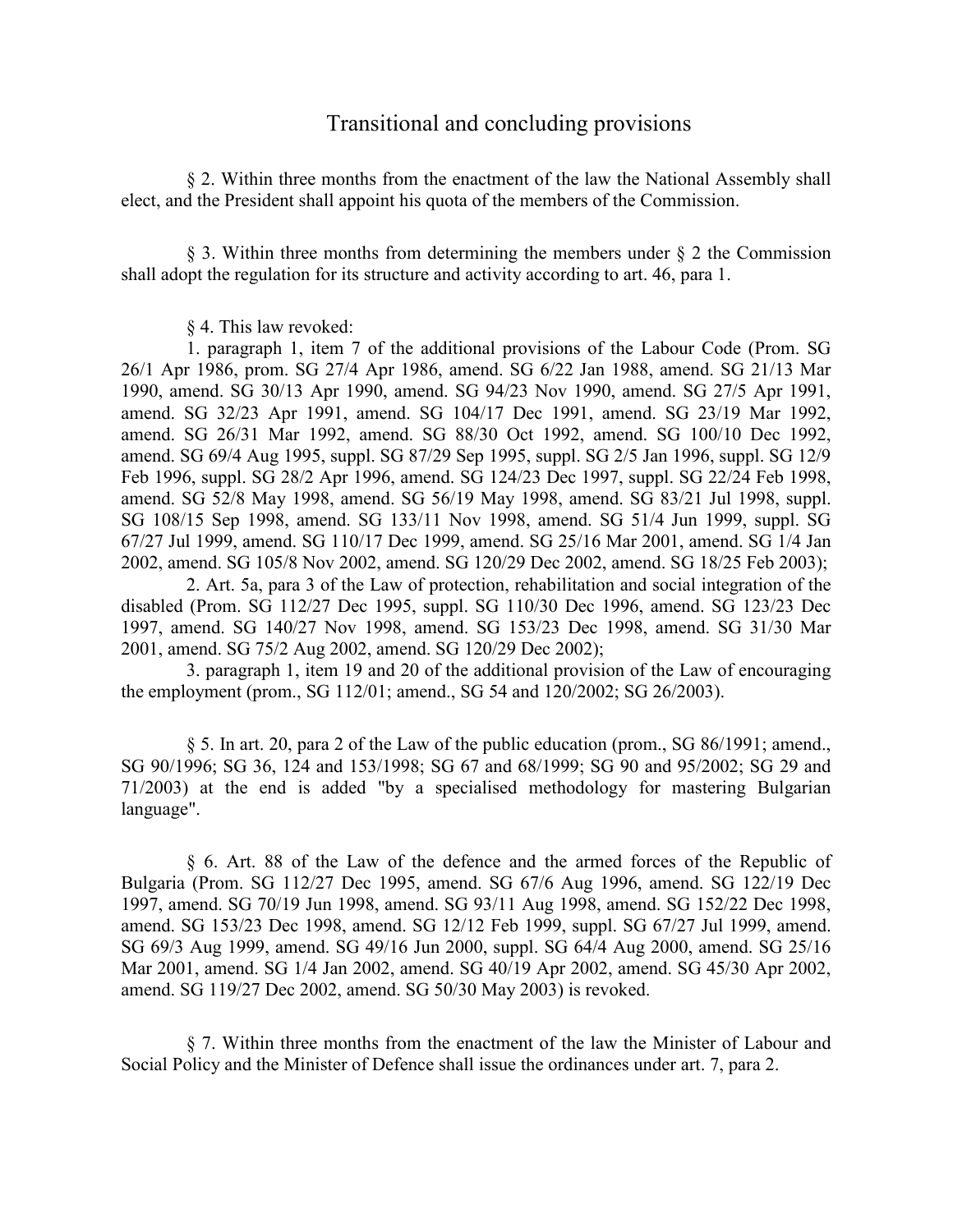## Transitional and concluding provisions

§ 2. Within three months from the enactment of the law the National Assembly shall elect, and the President shall appoint his quota of the members of the Commission.

§ 3. Within three months from determining the members under § 2 the Commission shall adopt the regulation for its structure and activity according to art. 46, para 1.

§ 4. This law revoked:

1. paragraph 1, item 7 of the additional provisions of the Labour Code (Prom. SG 26/1 Apr 1986, prom. SG 27/4 Apr 1986, amend. SG 6/22 Jan 1988, amend. SG 21/13 Mar 1990, amend. SG 30/13 Apr 1990, amend. SG 94/23 Nov 1990, amend. SG 27/5 Apr 1991, amend. SG 32/23 Apr 1991, amend. SG 104/17 Dec 1991, amend. SG 23/19 Mar 1992, amend. SG 26/31 Mar 1992, amend. SG 88/30 Oct 1992, amend. SG 100/10 Dec 1992, amend. SG 69/4 Aug 1995, suppl. SG 87/29 Sep 1995, suppl. SG 2/5 Jan 1996, suppl. SG 12/9 Feb 1996, suppl. SG 28/2 Apr 1996, amend. SG 124/23 Dec 1997, suppl. SG 22/24 Feb 1998, amend. SG 52/8 May 1998, amend. SG 56/19 May 1998, amend. SG 83/21 Jul 1998, suppl. SG 108/15 Sep 1998, amend. SG 133/11 Nov 1998, amend. SG 51/4 Jun 1999, suppl. SG 67/27 Jul 1999, amend. SG 110/17 Dec 1999, amend. SG 25/16 Mar 2001, amend. SG 1/4 Jan 2002, amend. SG 105/8 Nov 2002, amend. SG 120/29 Dec 2002, amend. SG 18/25 Feb 2003);

2. Art. 5a, para 3 of the Law of protection, rehabilitation and social integration of the disabled (Prom. SG 112/27 Dec 1995, suppl. SG 110/30 Dec 1996, amend. SG 123/23 Dec 1997, amend. SG 140/27 Nov 1998, amend. SG 153/23 Dec 1998, amend. SG 31/30 Mar 2001, amend. SG 75/2 Aug 2002, amend. SG 120/29 Dec 2002);

3. paragraph 1, item 19 and 20 of the additional provision of the Law of encouraging the employment (prom., SG 112/01; amend., SG 54 and 120/2002; SG 26/2003).

§ 5. In art. 20, para 2 of the Law of the public education (prom., SG 86/1991; amend., SG 90/1996; SG 36, 124 and 153/1998; SG 67 and 68/1999; SG 90 and 95/2002; SG 29 and 71/2003) at the end is added "by a specialised methodology for mastering Bulgarian language".

§ 6. Art. 88 of the Law of the defence and the armed forces of the Republic of Bulgaria (Prom. SG 112/27 Dec 1995, amend. SG 67/6 Aug 1996, amend. SG 122/19 Dec 1997, amend. SG 70/19 Jun 1998, amend. SG 93/11 Aug 1998, amend. SG 152/22 Dec 1998, amend. SG 153/23 Dec 1998, amend. SG 12/12 Feb 1999, suppl. SG 67/27 Jul 1999, amend. SG 69/3 Aug 1999, amend. SG 49/16 Jun 2000, suppl. SG 64/4 Aug 2000, amend. SG 25/16 Mar 2001, amend. SG 1/4 Jan 2002, amend. SG 40/19 Apr 2002, amend. SG 45/30 Apr 2002, amend. SG 119/27 Dec 2002, amend. SG 50/30 May 2003) is revoked.

§ 7. Within three months from the enactment of the law the Minister of Labour and Social Policy and the Minister of Defence shall issue the ordinances under art. 7, para 2.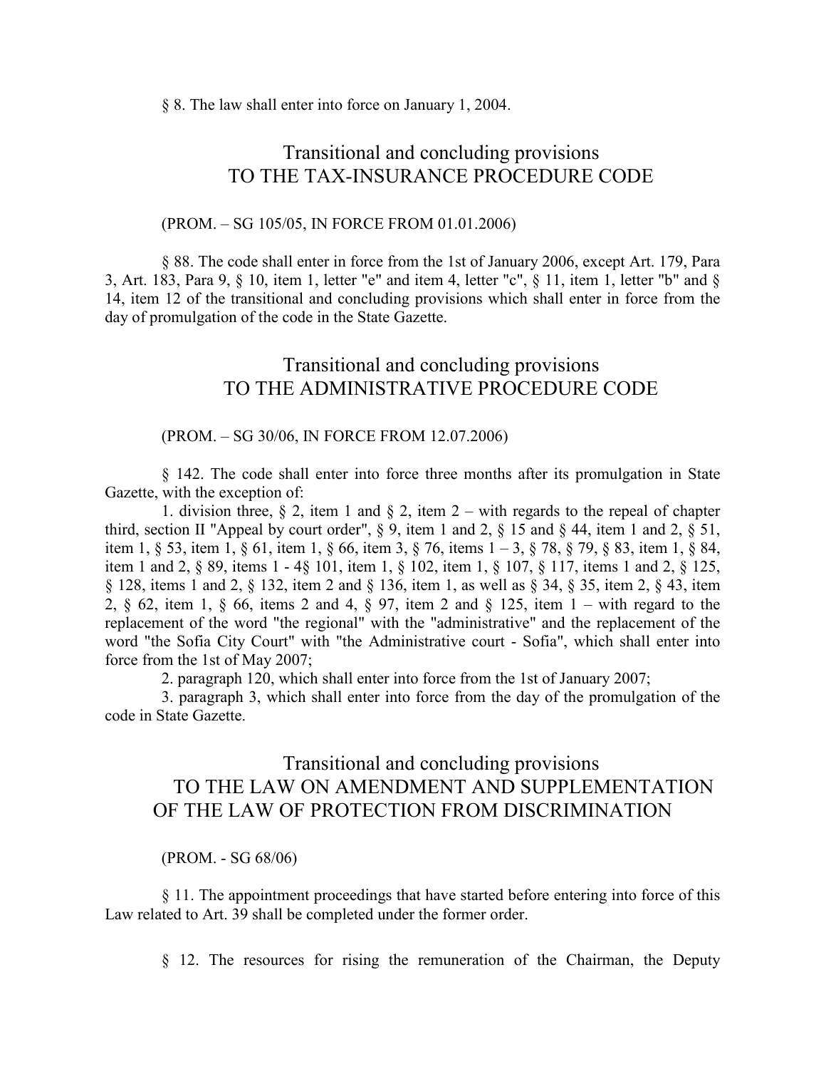§ 8. The law shall enter into force on January 1, 2004.

## Transitional and concluding provisions TO THE TAX-INSURANCE PROCEDURE CODE

(PROM. – SG 105/05, IN FORCE FROM 01.01.2006)

§ 88. The code shall enter in force from the 1st of January 2006, except Art. 179, Para 3, Art. 183, Para 9, § 10, item 1, letter "e" and item 4, letter "c", § 11, item 1, letter "b" and § 14, item 12 of the transitional and concluding provisions which shall enter in force from the day of promulgation of the code in the State Gazette.

## Transitional and concluding provisions TO THE ADMINISTRATIVE PROCEDURE CODE

(PROM. – SG 30/06, IN FORCE FROM 12.07.2006)

§ 142. The code shall enter into force three months after its promulgation in State Gazette, with the exception of:

1. division three, § 2, item 1 and § 2, item 2 – with regards to the repeal of chapter third, section II "Appeal by court order", § 9, item 1 and 2, § 15 and § 44, item 1 and 2, § 51, item 1, § 53, item 1, § 61, item 1, § 66, item 3, § 76, items 1 – 3, § 78, § 79, § 83, item 1, § 84, item 1 and 2, § 89, items 1 - 4§ 101, item 1, § 102, item 1, § 107, § 117, items 1 and 2, § 125, § 128, items 1 and 2, § 132, item 2 and § 136, item 1, as well as § 34, § 35, item 2, § 43, item 2, § 62, item 1, § 66, items 2 and 4, § 97, item 2 and § 125, item 1 – with regard to the replacement of the word "the regional" with the "administrative" and the replacement of the word "the Sofia City Court" with "the Administrative court - Sofia", which shall enter into force from the 1st of May 2007;
2. paragraph 120, which shall enter into force from the 1st of January 2007;
3. paragraph 3, which shall enter into force from the day of the promulgation of the code in State Gazette.

## Transitional and concluding provisions TO THE LAW ON AMENDMENT AND SUPPLEMENTATION OF THE LAW OF PROTECTION FROM DISCRIMINATION

(PROM. - SG 68/06)

§ 11. The appointment proceedings that have started before entering into force of this Law related to Art. 39 shall be completed under the former order.

§ 12. The resources for rising the remuneration of the Chairman, the Deputy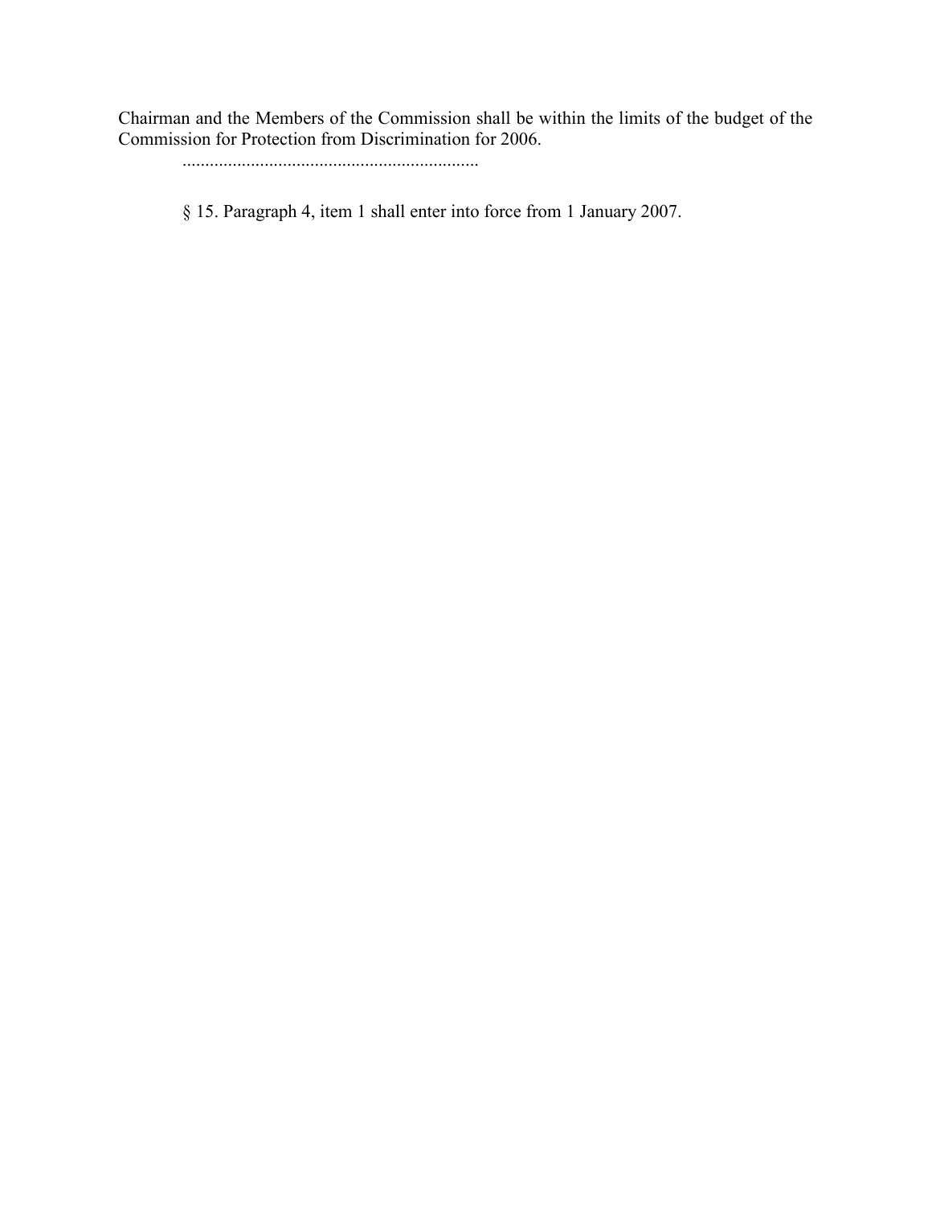Chairman and the Members of the Commission shall be within the limits of the budget of the Commission for Protection from Discrimination for 2006.

.................................................................

§ 15. Paragraph 4, item 1 shall enter into force from 1 January 2007.